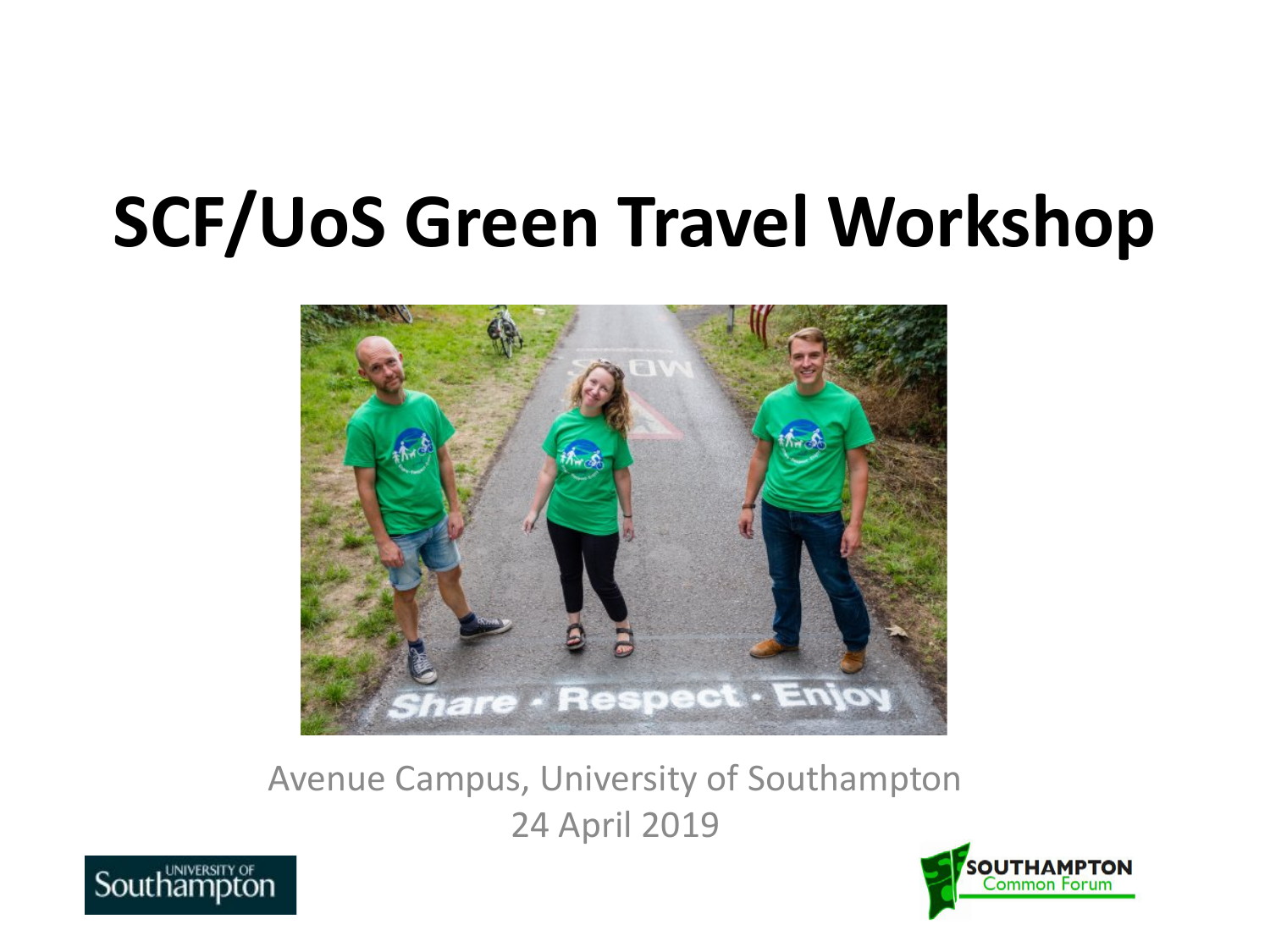# SCF/UoS Green Travel Workshop

Avenue Campus, University of Southampton

24 April 2019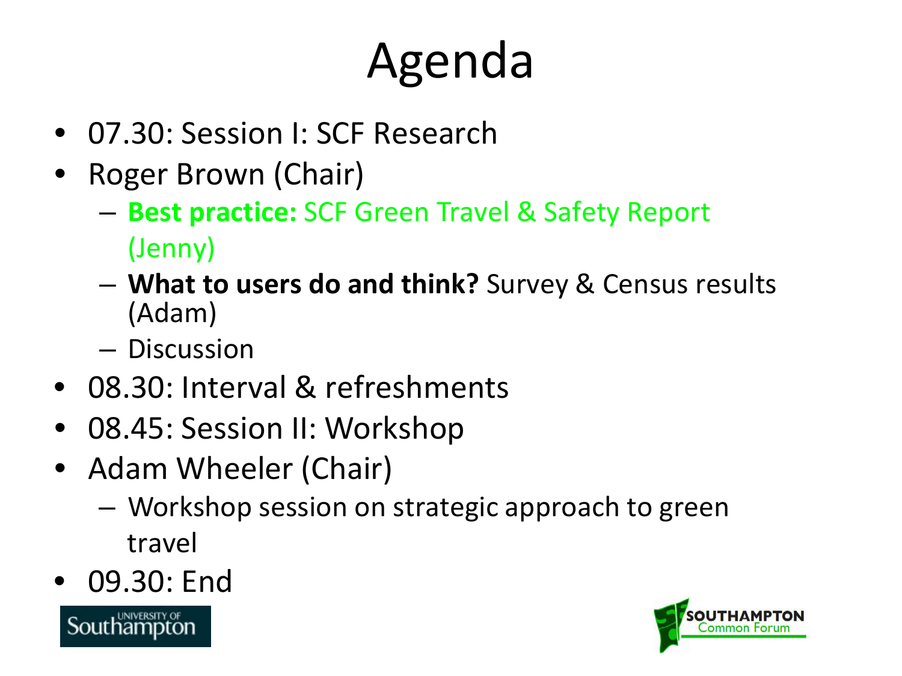# Agenda

- 07.30: Session I: SCF Research
- Roger Brown (Chair)
  - **Best practice:** SCF Green Travel & Safety Report (Jenny)
  - **What to users do and think?** Survey & Census results (Adam)
  - Discussion
- 08.30: Interval & refreshments
- 08.45: Session II: Workshop
- Adam Wheeler (Chair)
  - Workshop session on strategic approach to green travel
- 09.30: End

UNIVERSITY OF Southampton

SOUTHAMPTON Common Forum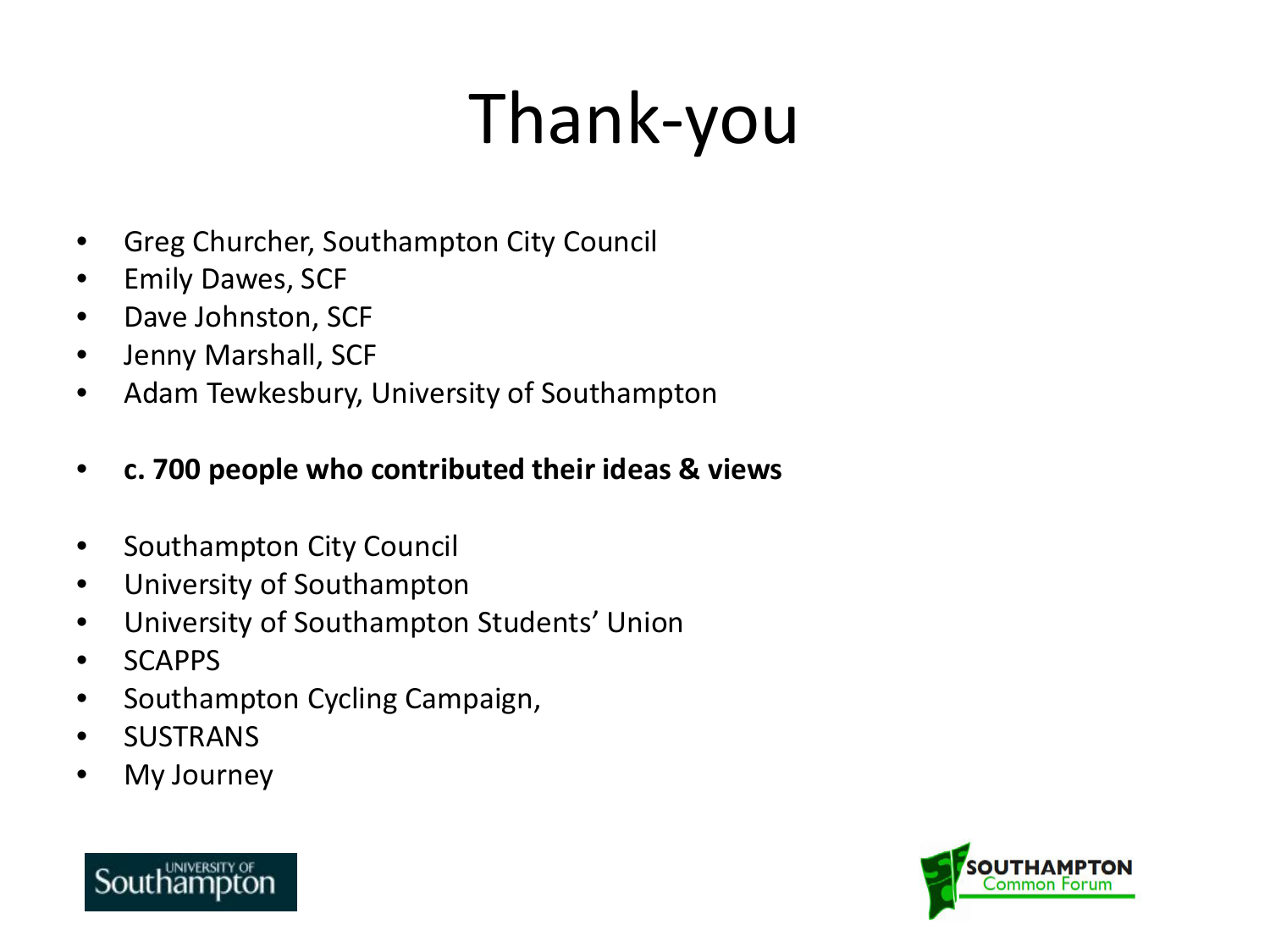# Thank-you

- Greg Churcher, Southampton City Council
- Emily Dawes, SCF
- Dave Johnston, SCF
- Jenny Marshall, SCF
- Adam Tewkesbury, University of Southampton

- **c. 700 people who contributed their ideas & views**

- Southampton City Council
- University of Southampton
- University of Southampton Students' Union
- SCAPPS
- Southampton Cycling Campaign,
- SUSTRANS
- My Journey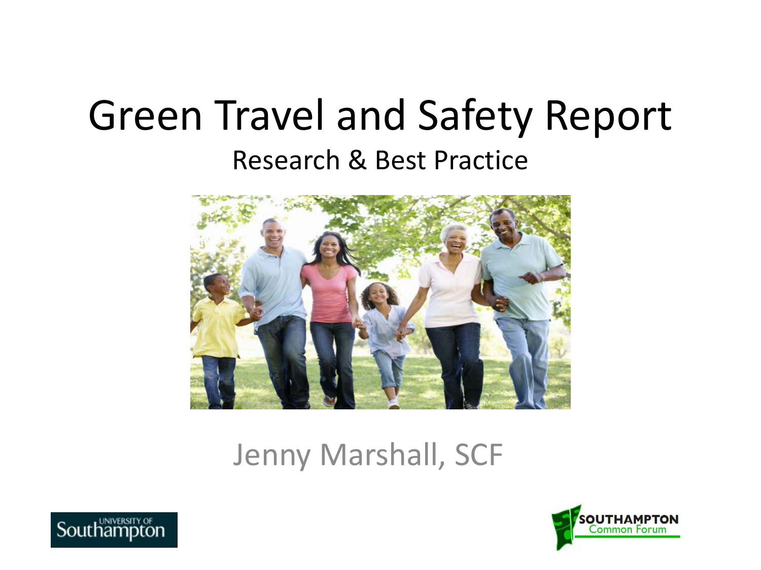# Green Travel and Safety Report

## Research & Best Practice

Jenny Marshall, SCF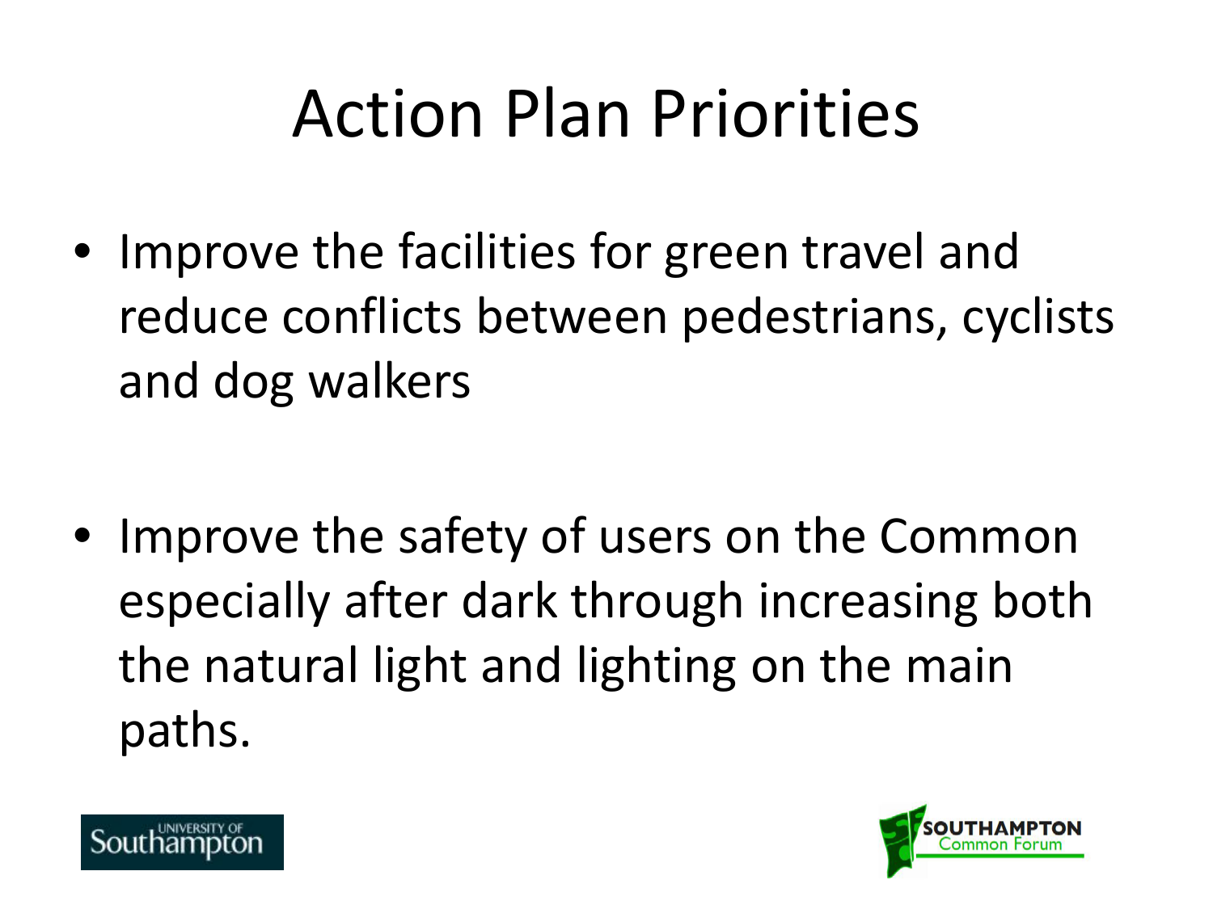# Action Plan Priorities

- Improve the facilities for green travel and reduce conflicts between pedestrians, cyclists and dog walkers

- Improve the safety of users on the Common especially after dark through increasing both the natural light and lighting on the main paths.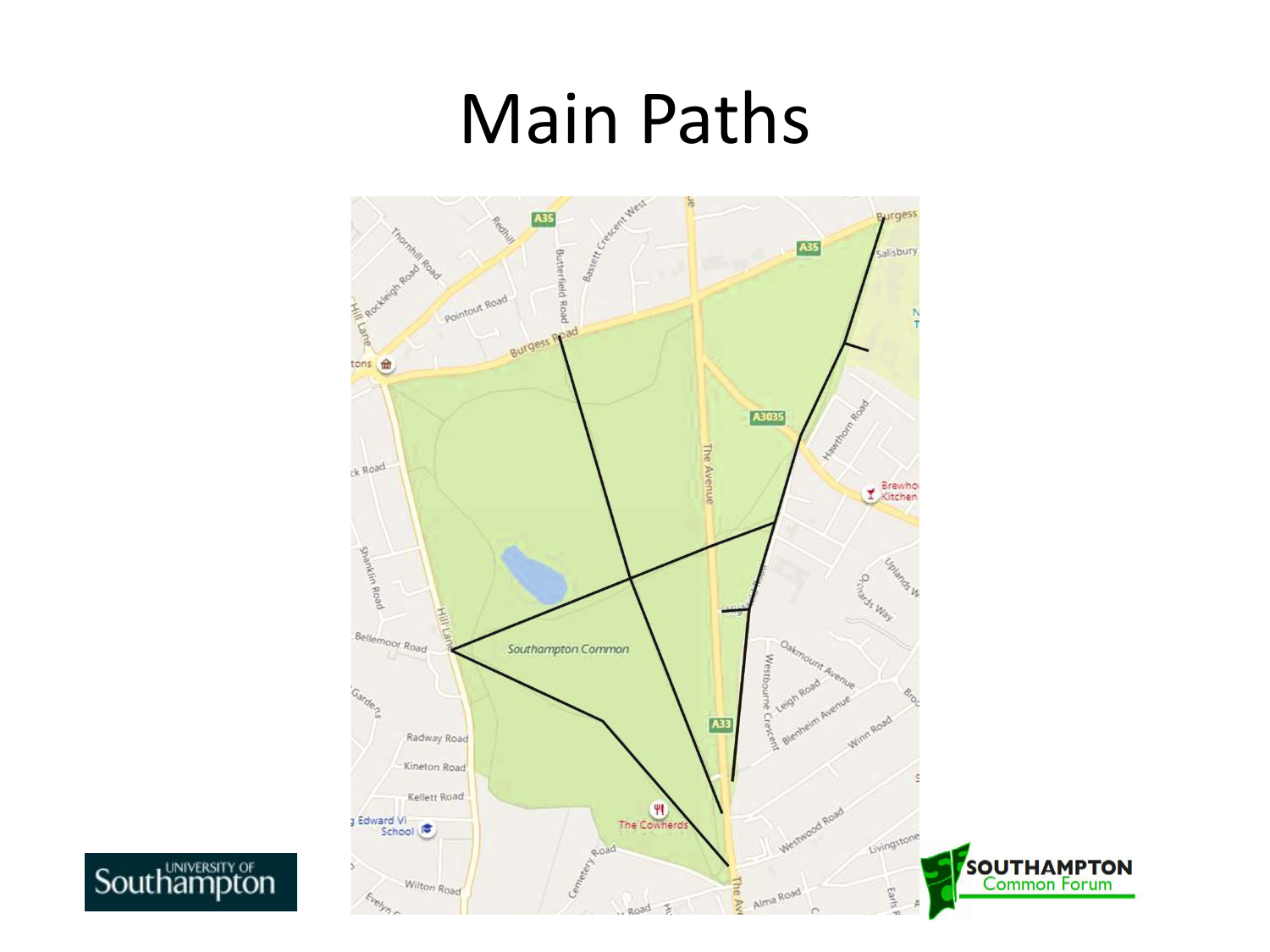# Main Paths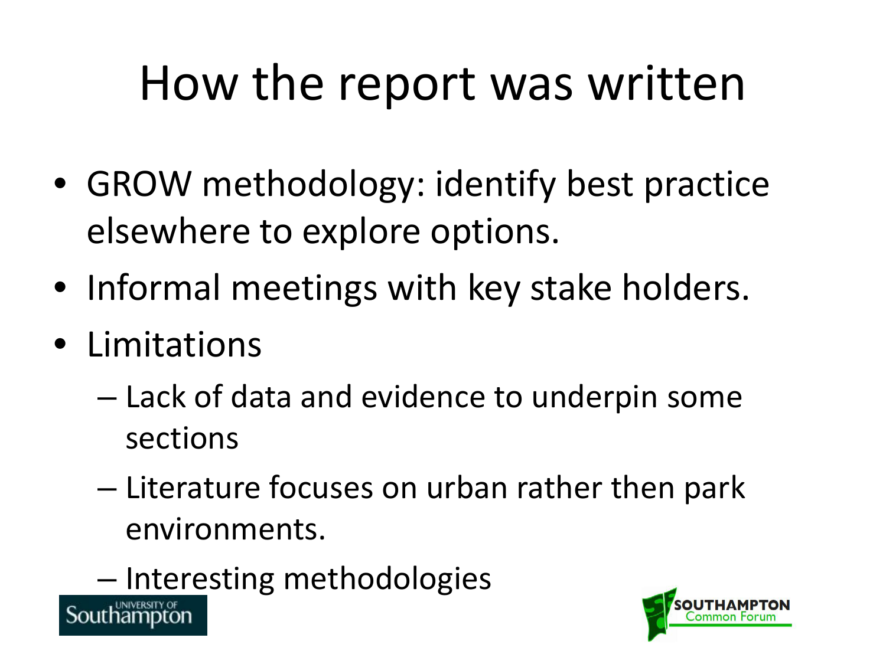# How the report was written

- GROW methodology: identify best practice elsewhere to explore options.
- Informal meetings with key stake holders.
- Limitations
  - Lack of data and evidence to underpin some sections
  - Literature focuses on urban rather then park environments.
  - Interesting methodologies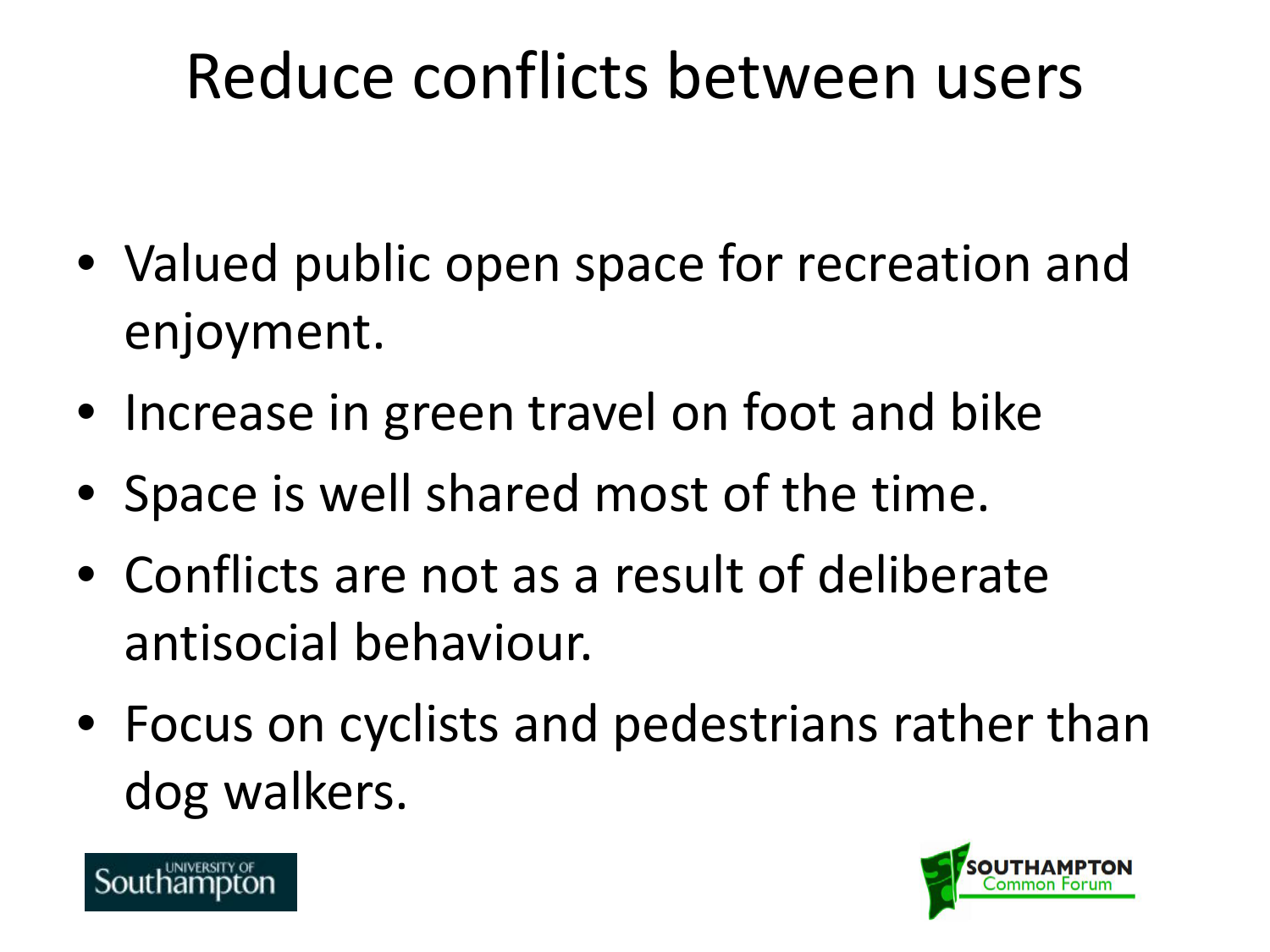# Reduce conflicts between users

- Valued public open space for recreation and enjoyment.
- Increase in green travel on foot and bike
- Space is well shared most of the time.
- Conflicts are not as a result of deliberate antisocial behaviour.
- Focus on cyclists and pedestrians rather than dog walkers.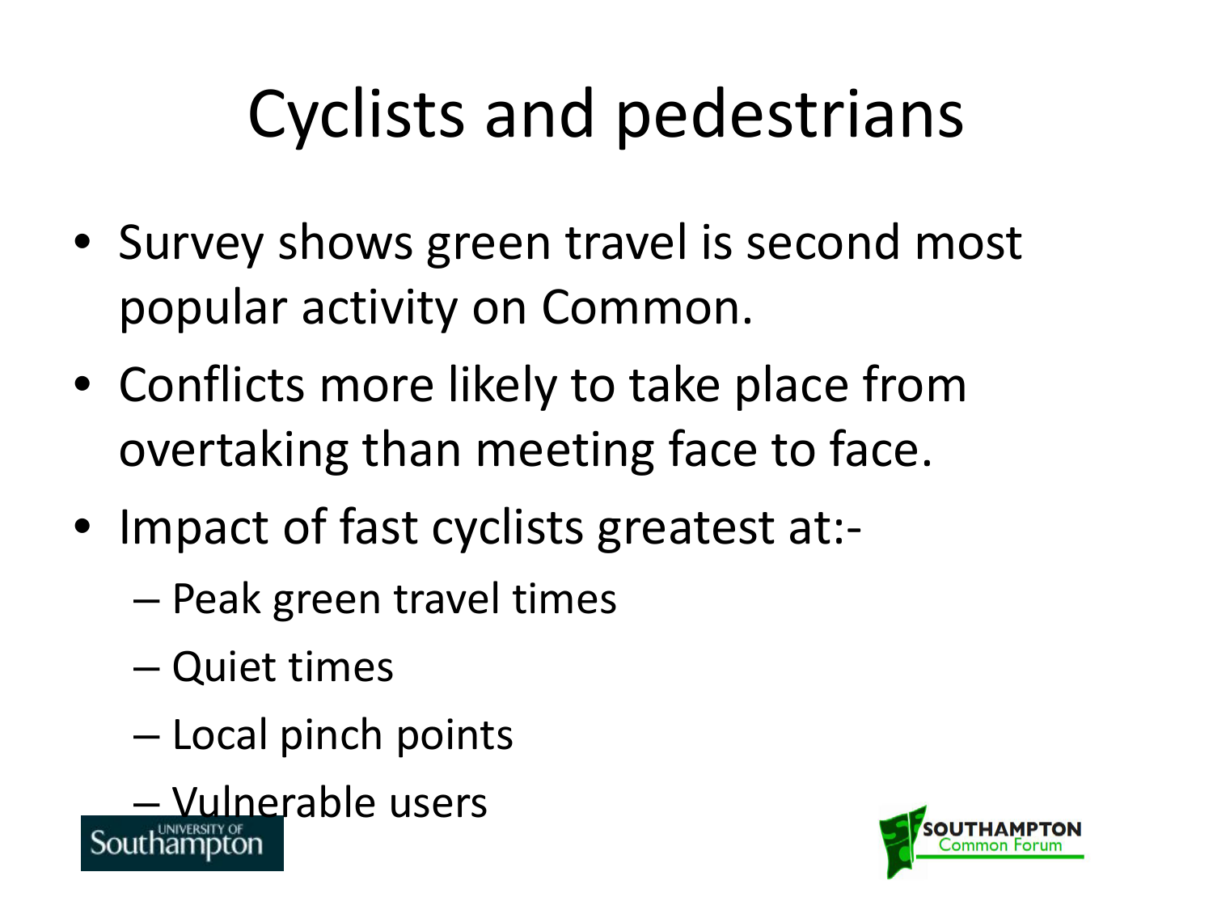# Cyclists and pedestrians

- Survey shows green travel is second most popular activity on Common.
- Conflicts more likely to take place from overtaking than meeting face to face.
- Impact of fast cyclists greatest at:-
  - Peak green travel times
  - Quiet times
  - Local pinch points
  - Vulnerable users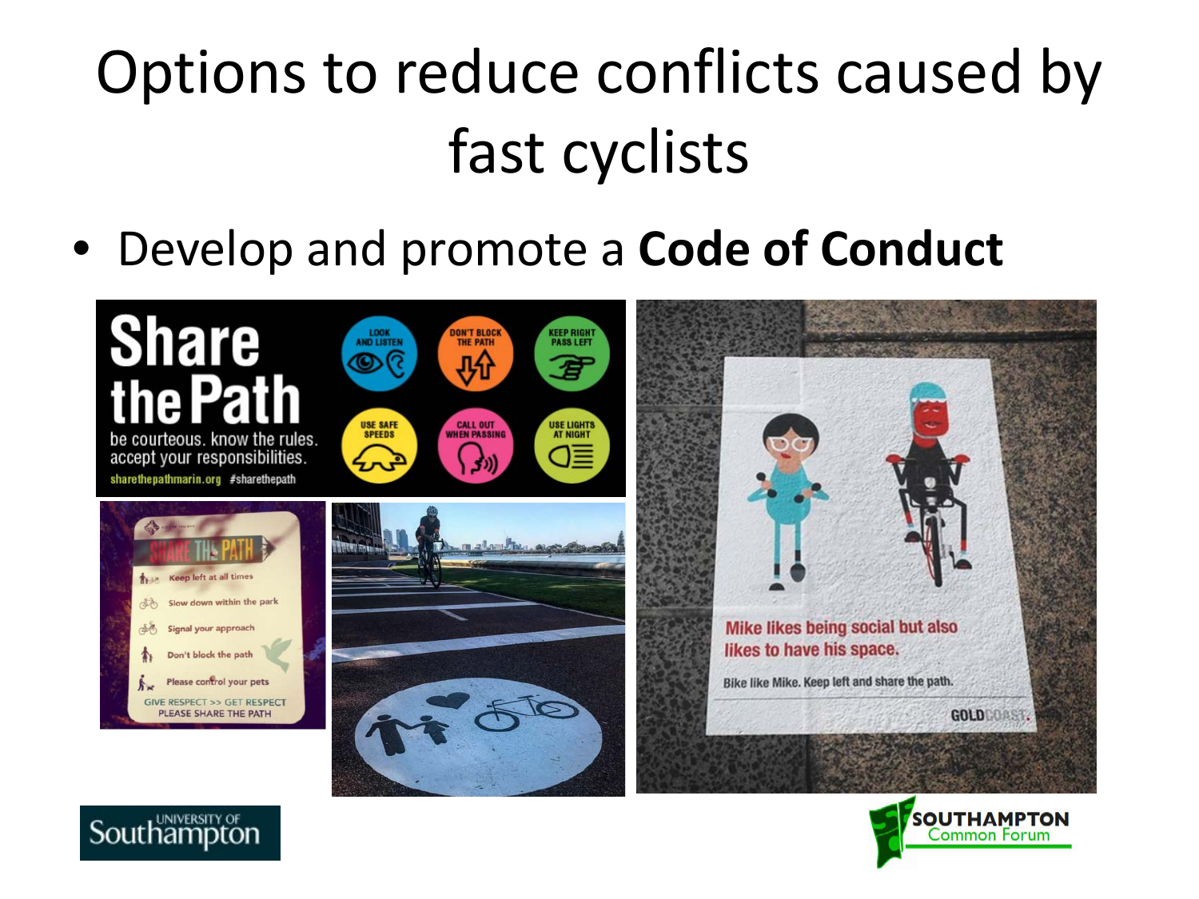# Options to reduce conflicts caused by fast cyclists

- Develop and promote a **Code of Conduct**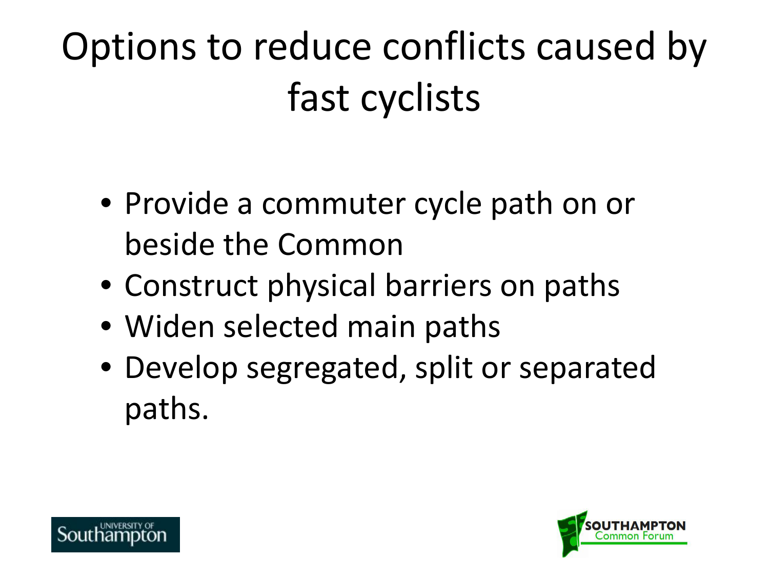# Options to reduce conflicts caused by fast cyclists

- Provide a commuter cycle path on or beside the Common
- Construct physical barriers on paths
- Widen selected main paths
- Develop segregated, split or separated paths.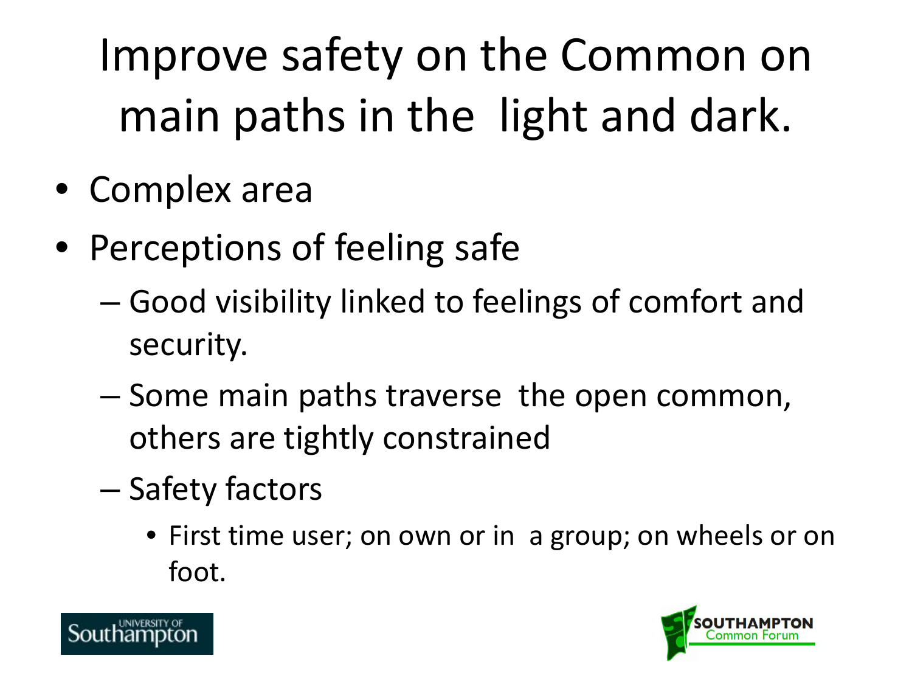# Improve safety on the Common on main paths in the light and dark.

- Complex area
- Perceptions of feeling safe
  - Good visibility linked to feelings of comfort and security.
  - Some main paths traverse the open common, others are tightly constrained
  - Safety factors
    - First time user; on own or in a group; on wheels or on foot.

University of Southampton

SOUTHAMPTON Common Forum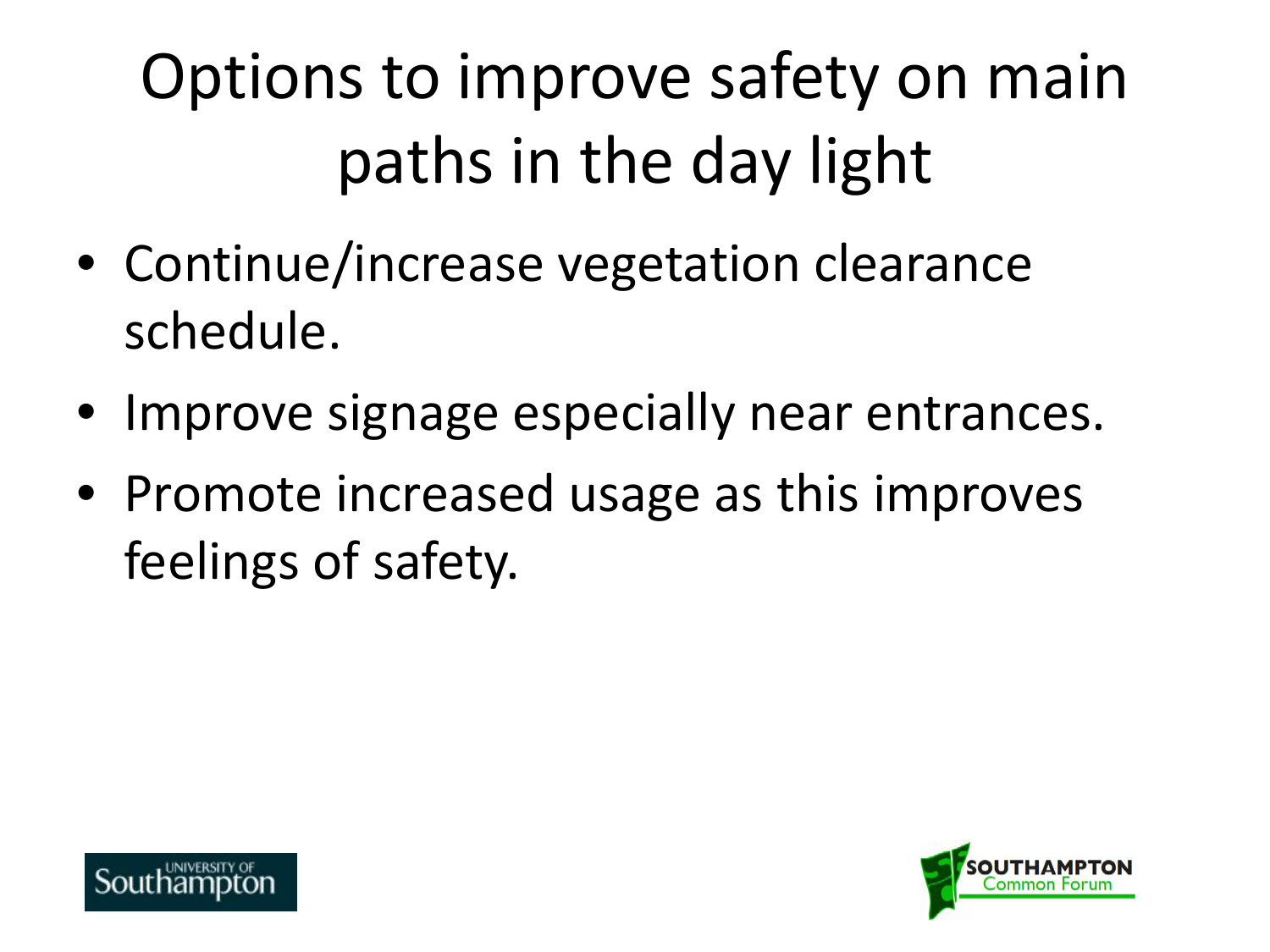# Options to improve safety on main paths in the day light

- Continue/increase vegetation clearance schedule.
- Improve signage especially near entrances.
- Promote increased usage as this improves feelings of safety.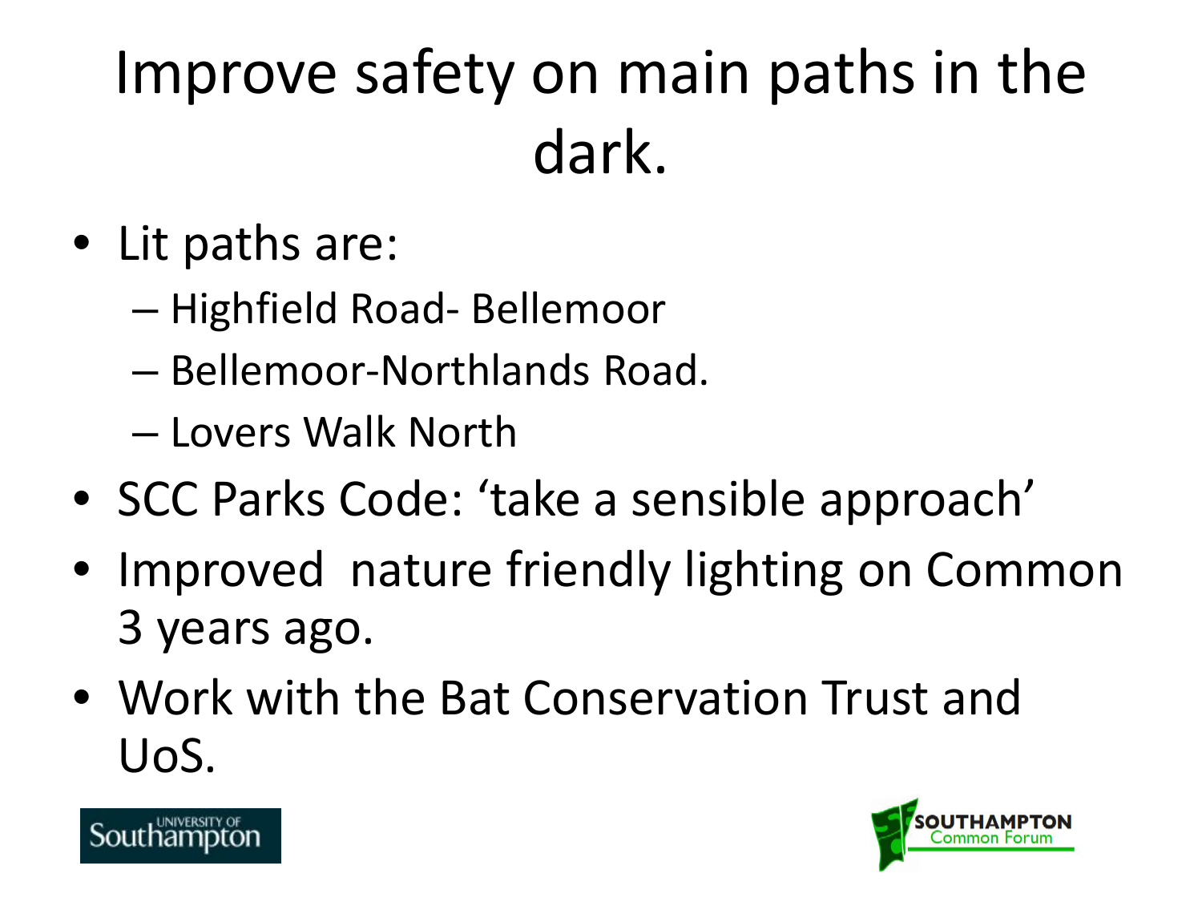# Improve safety on main paths in the dark.

- Lit paths are:
  - Highfield Road- Bellemoor
  - Bellemoor-Northlands Road.
  - Lovers Walk North
- SCC Parks Code: ‘take a sensible approach’
- Improved nature friendly lighting on Common 3 years ago.
- Work with the Bat Conservation Trust and UoS.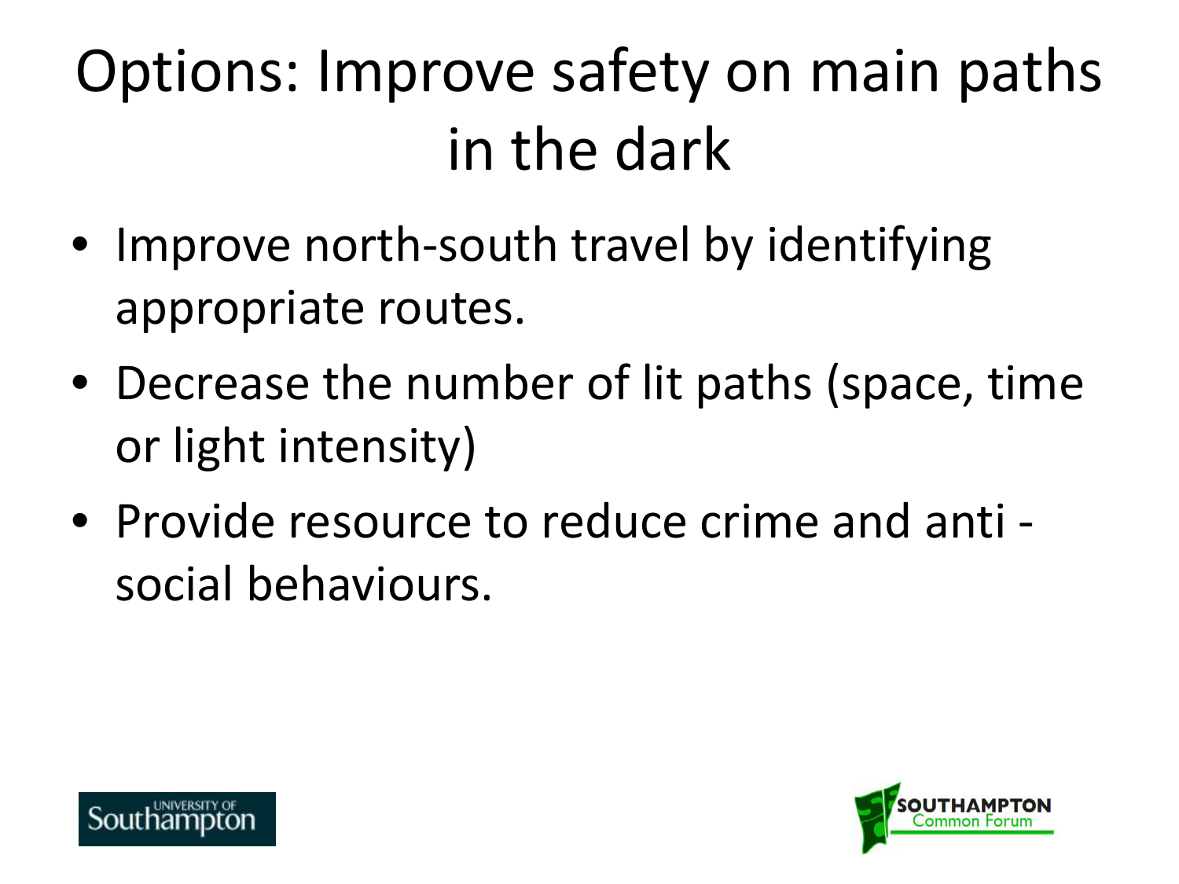# Options: Improve safety on main paths in the dark

- Improve north-south travel by identifying appropriate routes.
- Decrease the number of lit paths (space, time or light intensity)
- Provide resource to reduce crime and anti - social behaviours.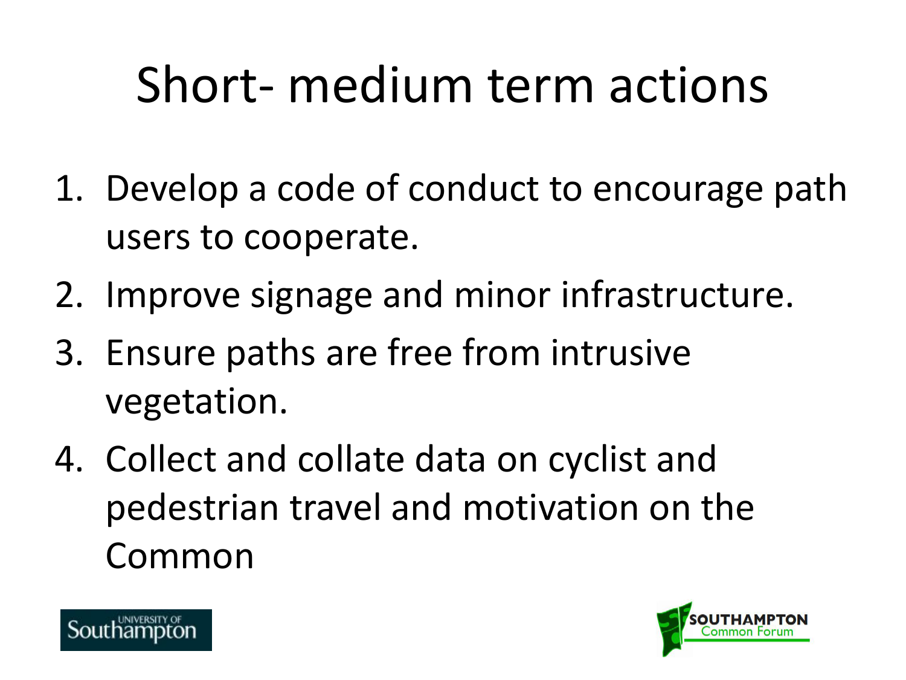# Short- medium term actions

1. Develop a code of conduct to encourage path users to cooperate.
2. Improve signage and minor infrastructure.
3. Ensure paths are free from intrusive vegetation.
4. Collect and collate data on cyclist and pedestrian travel and motivation on the Common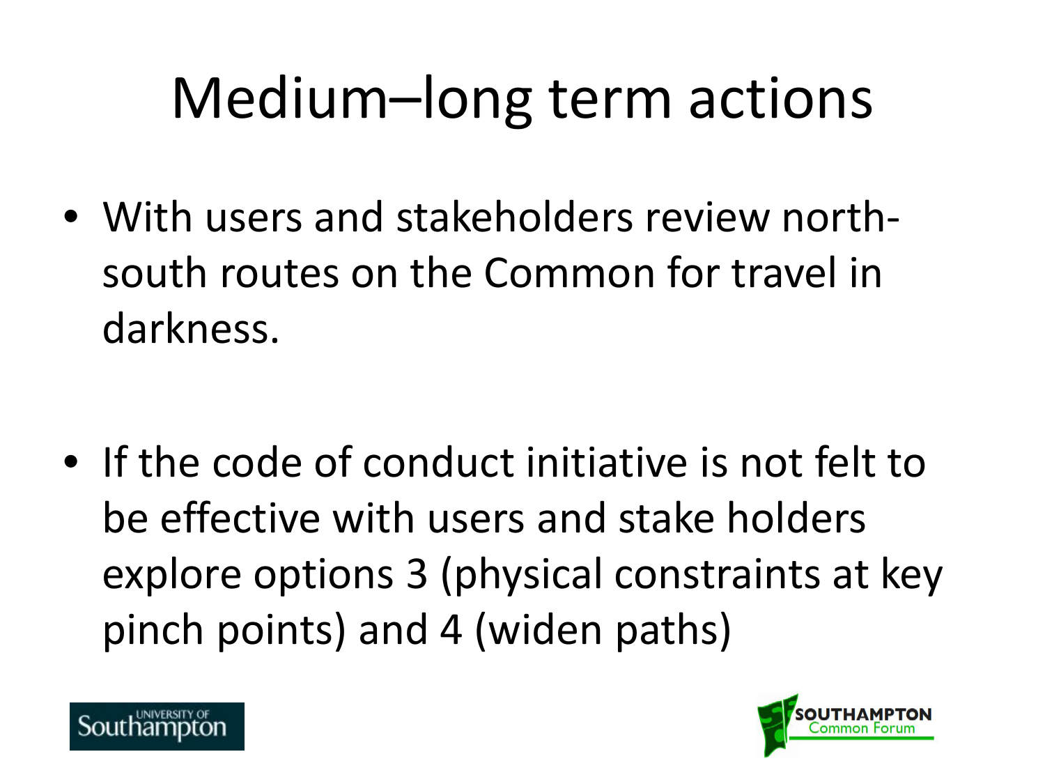# Medium–long term actions

- With users and stakeholders review north-south routes on the Common for travel in darkness.

- If the code of conduct initiative is not felt to be effective with users and stake holders explore options 3 (physical constraints at key pinch points) and 4 (widen paths)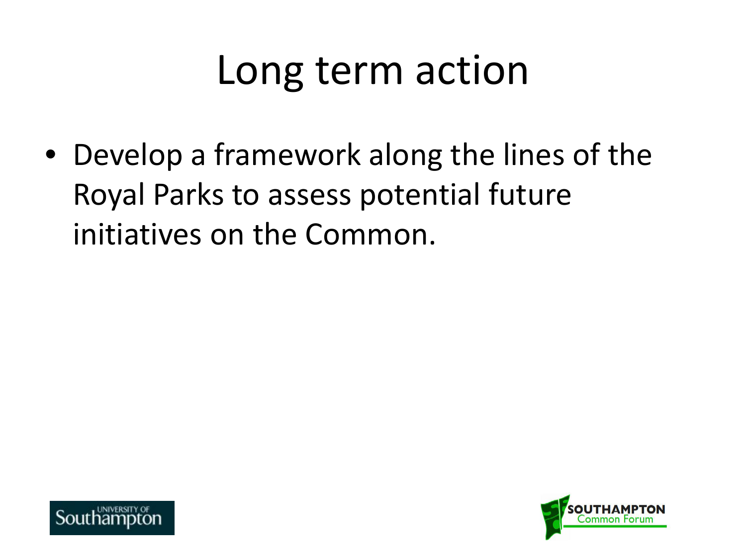# Long term action

- Develop a framework along the lines of the Royal Parks to assess potential future initiatives on the Common.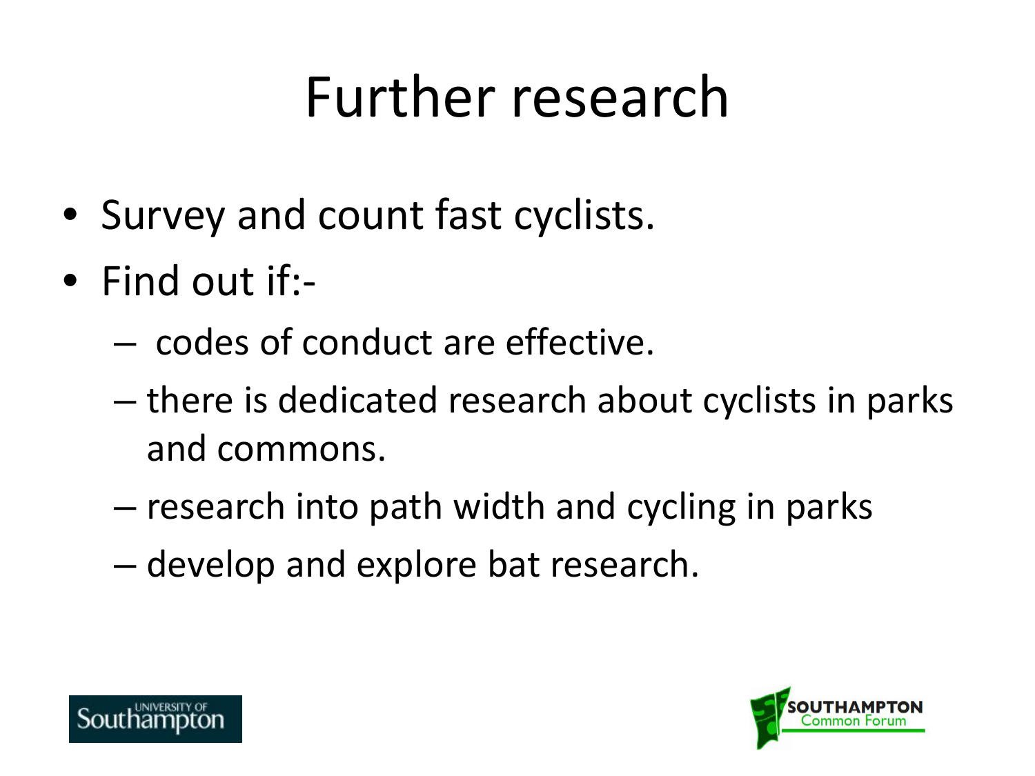# Further research

- Survey and count fast cyclists.
- Find out if:-
  - codes of conduct are effective.
  - there is dedicated research about cyclists in parks and commons.
  - research into path width and cycling in parks
  - develop and explore bat research.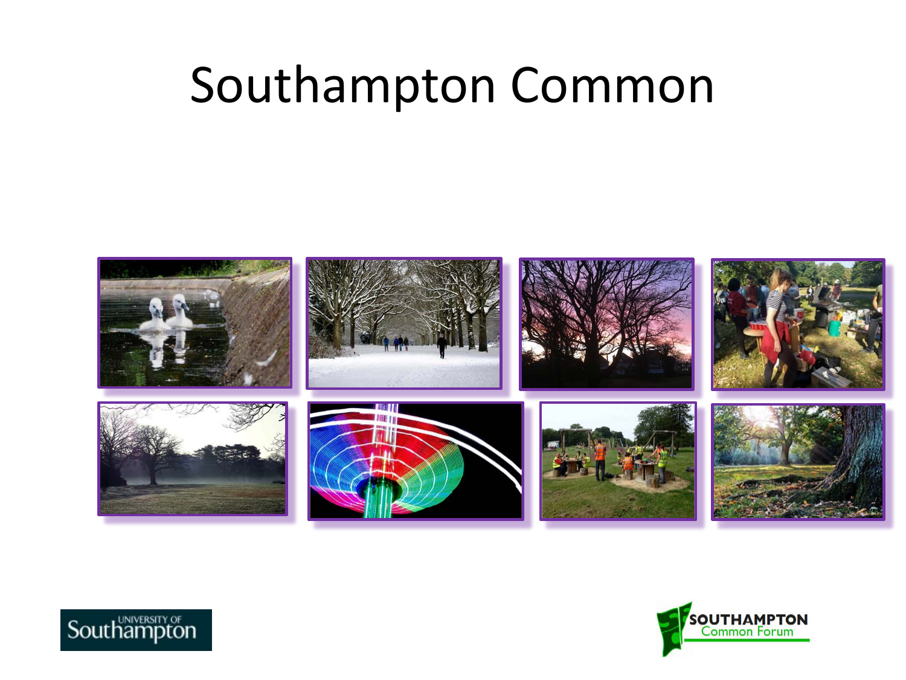# Southampton Common

UNIVERSITY OF Southampton

SOUTHAMPTON Common Forum